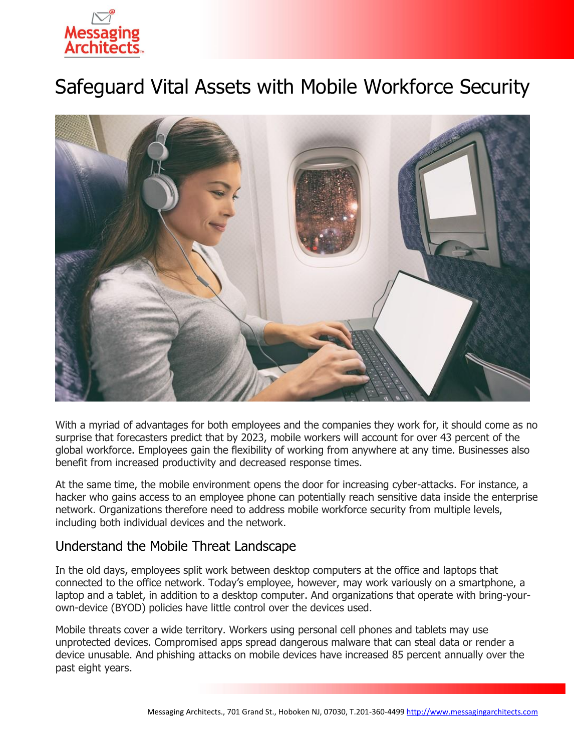# Safeguard Vital Assets with Mobile Workforce Security

With a myriad of advantages for both employees and the companies they work for, it should come as no surprise that forecasters predict that by 2023, mobile workers will account for over 43 percent of the global workforce. Employees gain the flexibility of working from anywhere at any time. Businesses also benefit from increased productivity and decreased response times.

At the same time, the mobile environment opens the door for increasing cyber-attacks. For instance, a hacker who gains access to an employee phone can potentially reach sensitive data inside the enterprise network. Organizations therefore need to address mobile workforce security from multiple levels, including both individual devices and the network.

## Understand the Mobile Threat Landscape

In the old days, employees split work between desktop computers at the office and laptops that connected to the office network. Today's employee, however, may work variously on a smartphone, a laptop and a tablet, in addition to a desktop computer. And organizations that operate with bring-your-own-device (BYOD) policies have little control over the devices used.

Mobile threats cover a wide territory. Workers using personal cell phones and tablets may use unprotected devices. Compromised apps spread dangerous malware that can steal data or render a device unusable. And phishing attacks on mobile devices have increased 85 percent annually over the past eight years.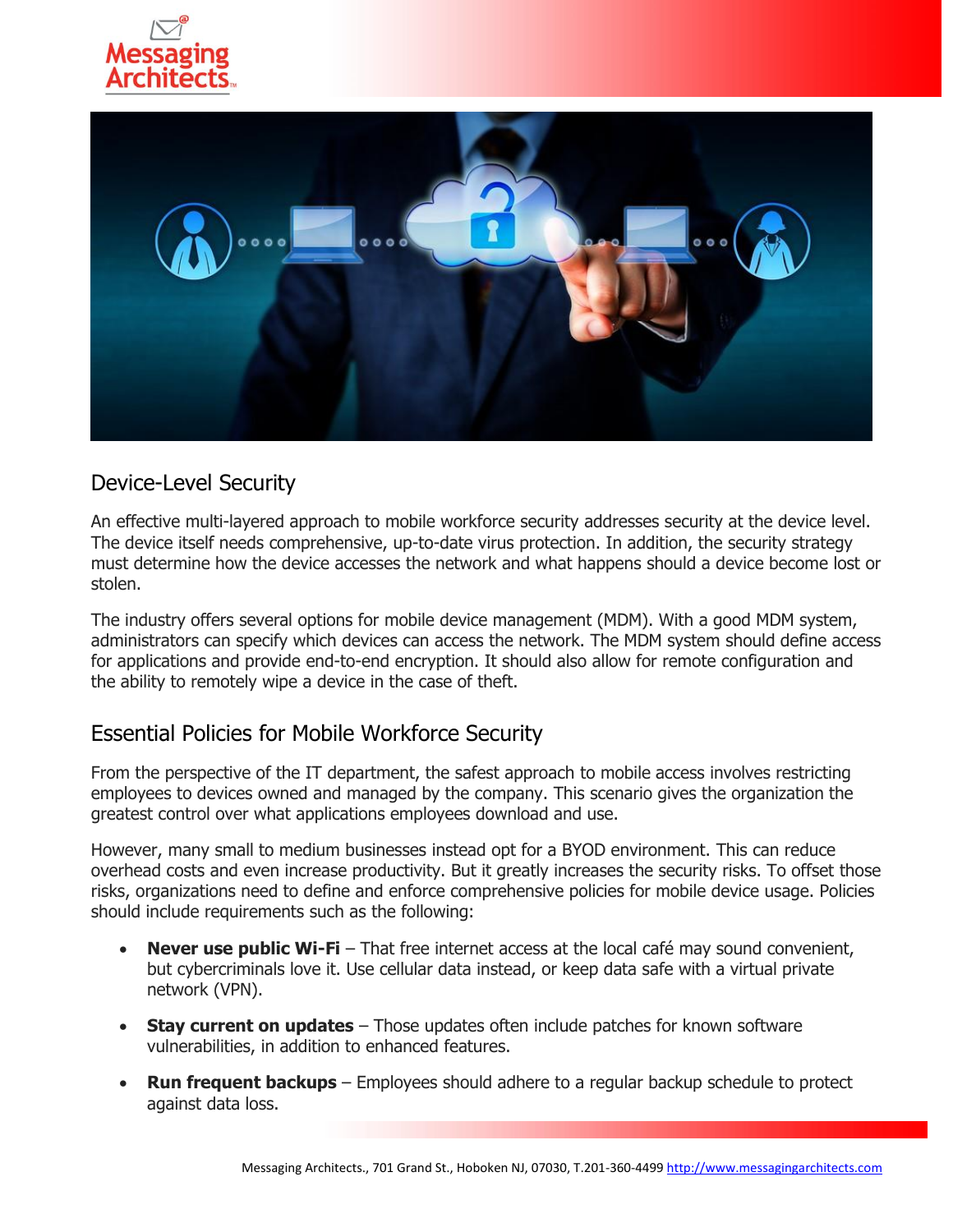## Device-Level Security

An effective multi-layered approach to mobile workforce security addresses security at the device level. The device itself needs comprehensive, up-to-date virus protection. In addition, the security strategy must determine how the device accesses the network and what happens should a device become lost or stolen.

The industry offers several options for mobile device management (MDM). With a good MDM system, administrators can specify which devices can access the network. The MDM system should define access for applications and provide end-to-end encryption. It should also allow for remote configuration and the ability to remotely wipe a device in the case of theft.

## Essential Policies for Mobile Workforce Security

From the perspective of the IT department, the safest approach to mobile access involves restricting employees to devices owned and managed by the company. This scenario gives the organization the greatest control over what applications employees download and use.

However, many small to medium businesses instead opt for a BYOD environment. This can reduce overhead costs and even increase productivity. But it greatly increases the security risks. To offset those risks, organizations need to define and enforce comprehensive policies for mobile device usage. Policies should include requirements such as the following:

- **Never use public Wi-Fi** – That free internet access at the local café may sound convenient, but cybercriminals love it. Use cellular data instead, or keep data safe with a virtual private network (VPN).
- **Stay current on updates** – Those updates often include patches for known software vulnerabilities, in addition to enhanced features.
- **Run frequent backups** – Employees should adhere to a regular backup schedule to protect against data loss.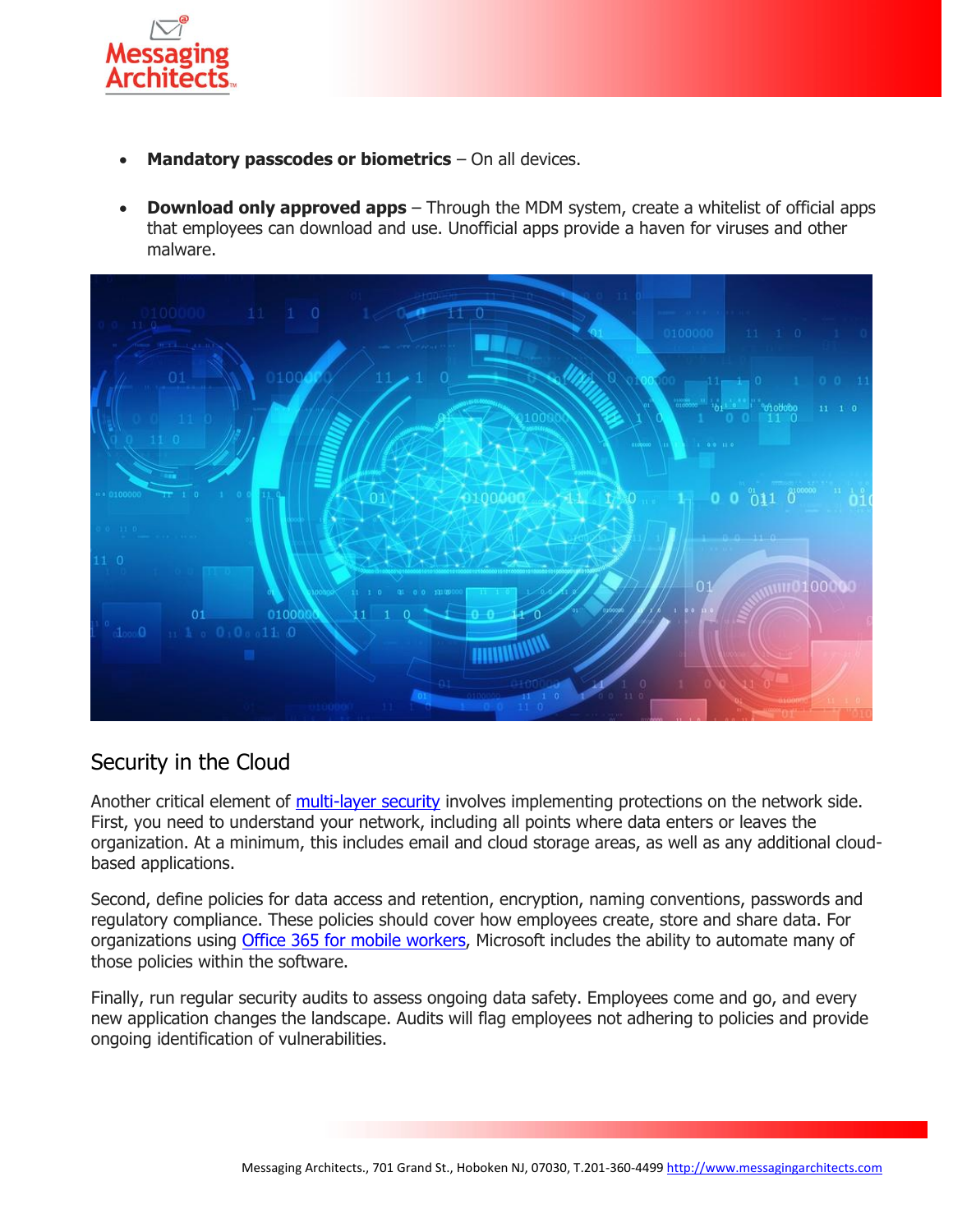- **Mandatory passcodes or biometrics** – On all devices.

- **Download only approved apps** – Through the MDM system, create a whitelist of official apps that employees can download and use. Unofficial apps provide a haven for viruses and other malware.

## Security in the Cloud

Another critical element of [multi-layer security]() involves implementing protections on the network side. First, you need to understand your network, including all points where data enters or leaves the organization. At a minimum, this includes email and cloud storage areas, as well as any additional cloud-based applications.

Second, define policies for data access and retention, encryption, naming conventions, passwords and regulatory compliance. These policies should cover how employees create, store and share data. For organizations using [Office 365 for mobile workers](), Microsoft includes the ability to automate many of those policies within the software.

Finally, run regular security audits to assess ongoing data safety. Employees come and go, and every new application changes the landscape. Audits will flag employees not adhering to policies and provide ongoing identification of vulnerabilities.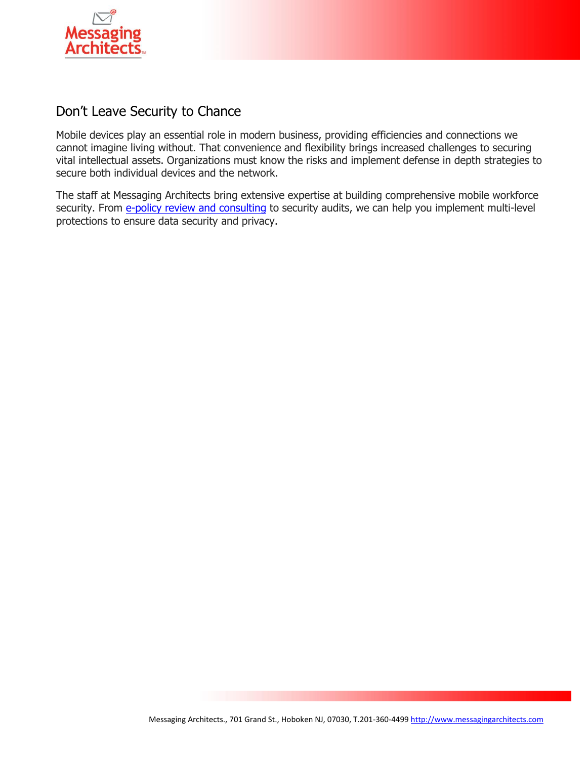## Don’t Leave Security to Chance

Mobile devices play an essential role in modern business, providing efficiencies and connections we cannot imagine living without. That convenience and flexibility brings increased challenges to securing vital intellectual assets. Organizations must know the risks and implement defense in depth strategies to secure both individual devices and the network.

The staff at Messaging Architects bring extensive expertise at building comprehensive mobile workforce security. From e-policy review and consulting to security audits, we can help you implement multi-level protections to ensure data security and privacy.